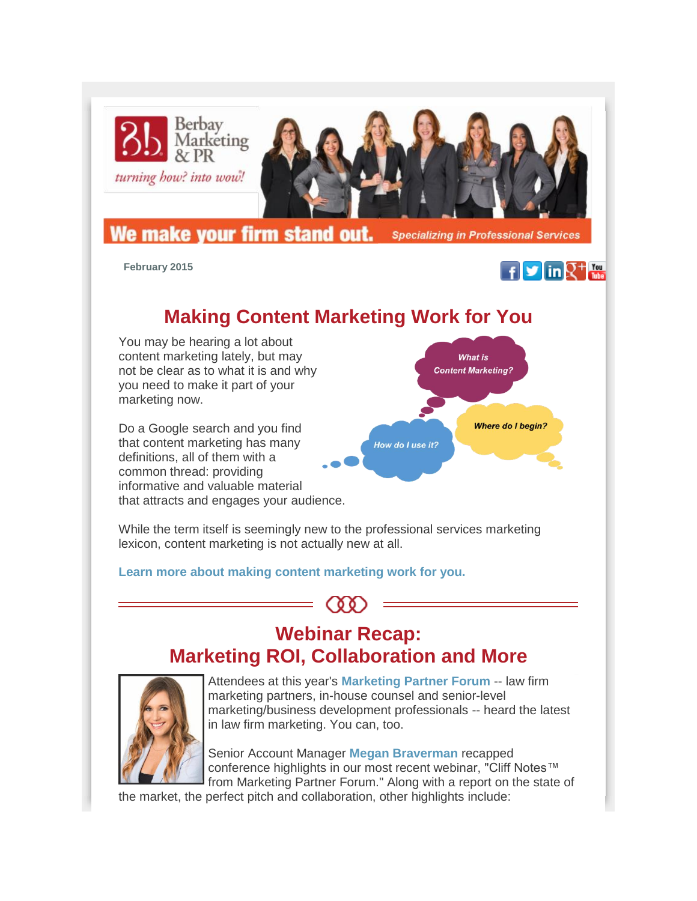February 2015

# Making Content Marketing Work for You

You may be hearing a lot about content marketing lately, but may not be clear as to what it is and why you need to make it part of your marketing now.

Do a Google search and you find that content marketing has many definitions, all of them with a common thread: providing informative and valuable material that attracts and engages your audience.

While the term itself is seemingly new to the professional services marketing lexicon, content marketing is not actually new at all.

**Learn more about making content marketing work for you.**

# Webinar Recap: Marketing ROI, Collaboration and More

Attendees at this year's **Marketing Partner Forum** -- law firm marketing partners, in-house counsel and senior-level marketing/business development professionals -- heard the latest in law firm marketing. You can, too.

Senior Account Manager **Megan Braverman** recapped conference highlights in our most recent webinar, "Cliff Notes™ from Marketing Partner Forum." Along with a report on the state of the market, the perfect pitch and collaboration, other highlights include: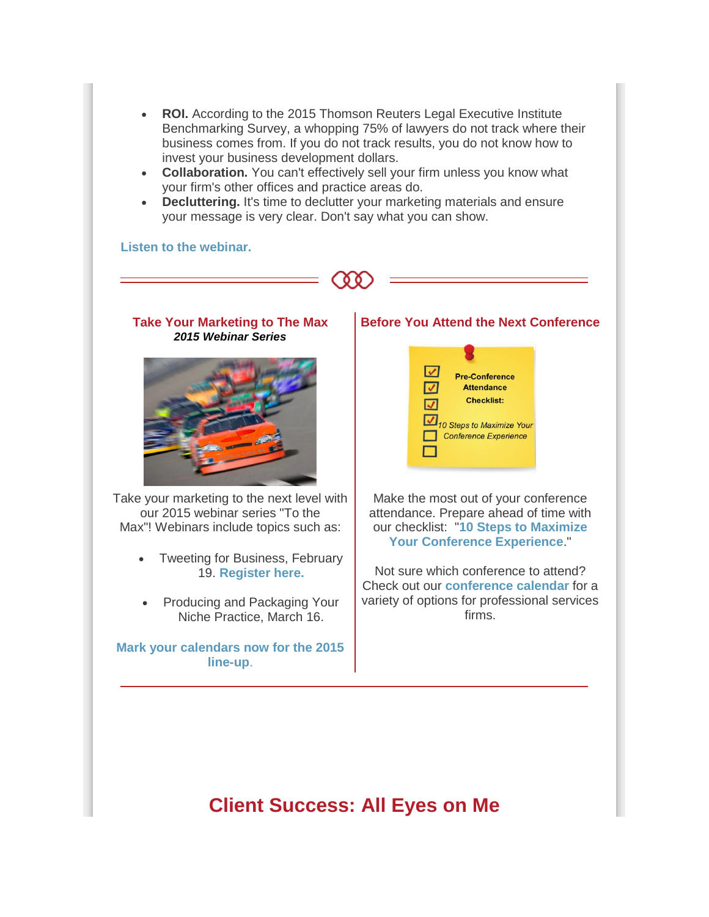- **ROI.** According to the 2015 Thomson Reuters Legal Executive Institute Benchmarking Survey, a whopping 75% of lawyers do not track where their business comes from. If you do not track results, you do not know how to invest your business development dollars.
- **Collaboration.** You can't effectively sell your firm unless you know what your firm's other offices and practice areas do.
- **Decluttering.** It's time to declutter your marketing materials and ensure your message is very clear. Don't say what you can show.

**Listen to the webinar.**

### Take Your Marketing to The Max

***2015 Webinar Series***

Take your marketing to the next level with our 2015 webinar series "To the Max"! Webinars include topics such as:

- Tweeting for Business, February 19. **Register here.**
- Producing and Packaging Your Niche Practice, March 16.

**Mark your calendars now for the 2015 line-up**.

### Before You Attend the Next Conference

Make the most out of your conference attendance. Prepare ahead of time with our checklist: "**10 Steps to Maximize Your Conference Experience**."

Not sure which conference to attend? Check out our **conference calendar** for a variety of options for professional services firms.

## Client Success: All Eyes on Me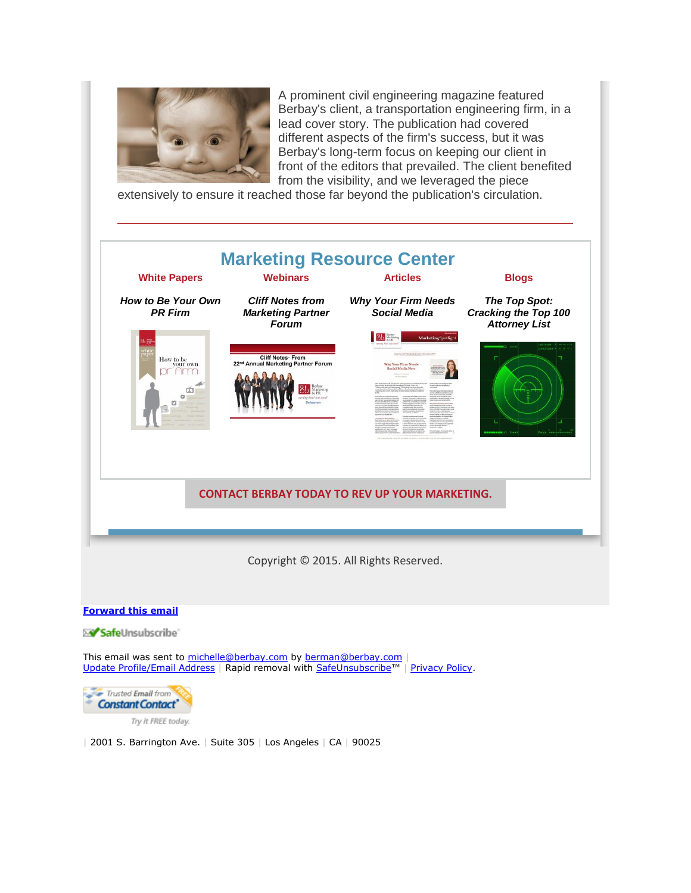A prominent civil engineering magazine featured Berbay's client, a transportation engineering firm, in a lead cover story. The publication had covered different aspects of the firm's success, but it was Berbay's long-term focus on keeping our client in front of the editors that prevailed. The client benefited from the visibility, and we leveraged the piece extensively to ensure it reached those far beyond the publication's circulation.

---

## Marketing Resource Center

**White Papers**

***How to Be Your Own PR Firm***

**Webinars**

***Cliff Notes from Marketing Partner Forum***

**Articles**

***Why Your Firm Needs Social Media***

**Blogs**

***The Top Spot: Cracking the Top 100 Attorney List***

**CONTACT BERBAY TODAY TO REV UP YOUR MARKETING.**

Copyright © 2015. All Rights Reserved.

**Forward this email**

SafeUnsubscribe

This email was sent to michelle@berbay.com by berman@berbay.com | Update Profile/Email Address | Rapid removal with SafeUnsubscribe™ | Privacy Policy.

Trusted Email from Constant Contact — Try it FREE today.

| 2001 S. Barrington Ave. | Suite 305 | Los Angeles | CA | 90025